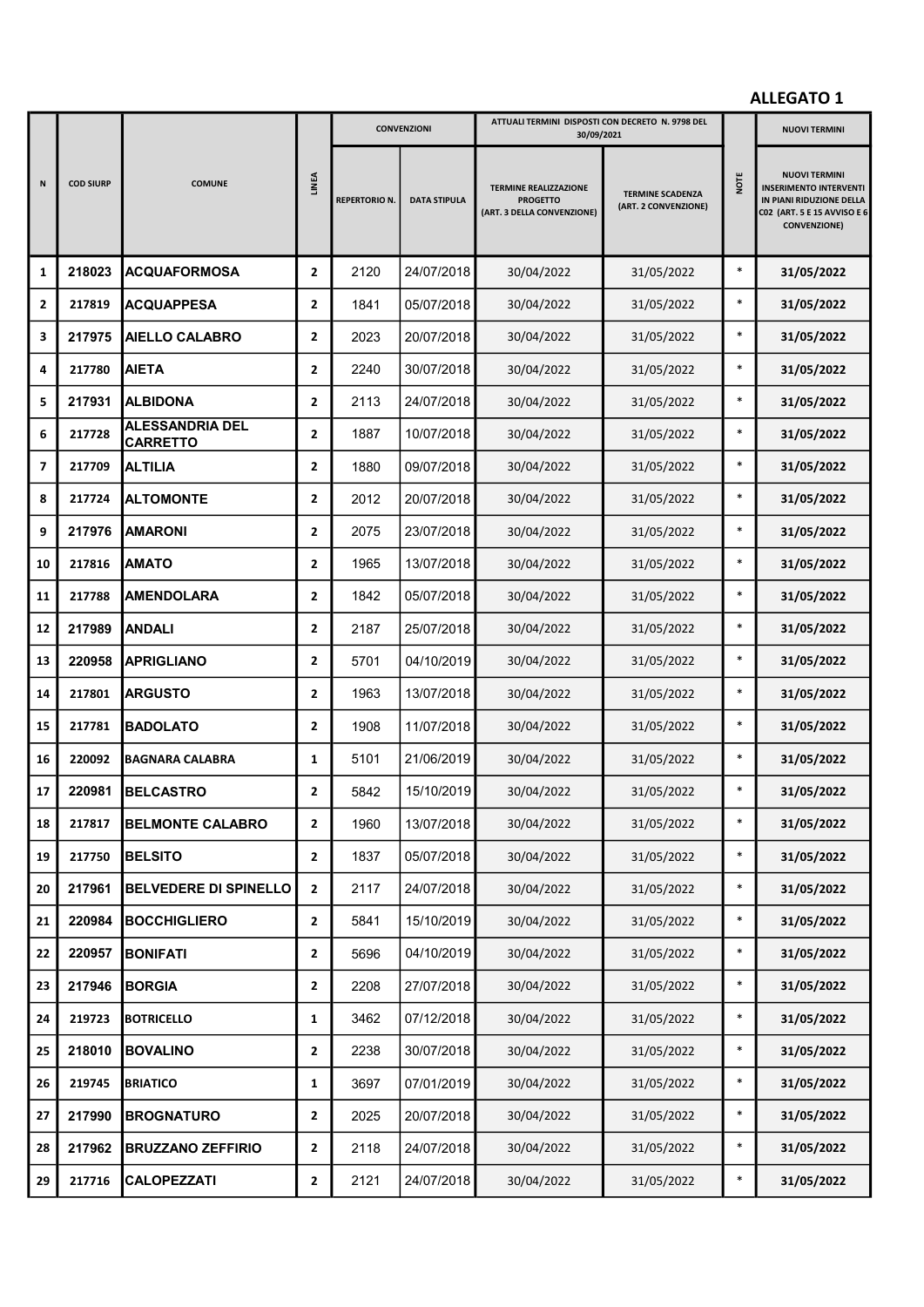**ALLEGATO 1**

| N | COD SIURP | COMUNE | LINEA | CONVENZIONI | | ATTUALI TERMINI DISPOSTI CON DECRETO N. 9798 DEL 30/09/2021 | | NOTE | NUOVI TERMINI |
|---|---|---|---|---|---|---|---|---|---|
| | | | | REPERTORIO N. | DATA STIPULA | TERMINE REALIZZAZIONE PROGETTO (ART. 3 DELLA CONVENZIONE) | TERMINE SCADENZA (ART. 2 CONVENZIONE) | | NUOVI TERMINI INSERIMENTO INTERVENTI IN PIANI RIDUZIONE DELLA C02 (ART. 5 E 15 AVVISO E 6 CONVENZIONE) |
| 1 | 218023 | ACQUAFORMOSA | 2 | 2120 | 24/07/2018 | 30/04/2022 | 31/05/2022 | * | 31/05/2022 |
| 2 | 217819 | ACQUAPPESA | 2 | 1841 | 05/07/2018 | 30/04/2022 | 31/05/2022 | * | 31/05/2022 |
| 3 | 217975 | AIELLO CALABRO | 2 | 2023 | 20/07/2018 | 30/04/2022 | 31/05/2022 | * | 31/05/2022 |
| 4 | 217780 | AIETA | 2 | 2240 | 30/07/2018 | 30/04/2022 | 31/05/2022 | * | 31/05/2022 |
| 5 | 217931 | ALBIDONA | 2 | 2113 | 24/07/2018 | 30/04/2022 | 31/05/2022 | * | 31/05/2022 |
| 6 | 217728 | ALESSANDRIA DEL CARRETTO | 2 | 1887 | 10/07/2018 | 30/04/2022 | 31/05/2022 | * | 31/05/2022 |
| 7 | 217709 | ALTILIA | 2 | 1880 | 09/07/2018 | 30/04/2022 | 31/05/2022 | * | 31/05/2022 |
| 8 | 217724 | ALTOMONTE | 2 | 2012 | 20/07/2018 | 30/04/2022 | 31/05/2022 | * | 31/05/2022 |
| 9 | 217976 | AMARONI | 2 | 2075 | 23/07/2018 | 30/04/2022 | 31/05/2022 | * | 31/05/2022 |
| 10 | 217816 | AMATO | 2 | 1965 | 13/07/2018 | 30/04/2022 | 31/05/2022 | * | 31/05/2022 |
| 11 | 217788 | AMENDOLARA | 2 | 1842 | 05/07/2018 | 30/04/2022 | 31/05/2022 | * | 31/05/2022 |
| 12 | 217989 | ANDALI | 2 | 2187 | 25/07/2018 | 30/04/2022 | 31/05/2022 | * | 31/05/2022 |
| 13 | 220958 | APRIGLIANO | 2 | 5701 | 04/10/2019 | 30/04/2022 | 31/05/2022 | * | 31/05/2022 |
| 14 | 217801 | ARGUSTO | 2 | 1963 | 13/07/2018 | 30/04/2022 | 31/05/2022 | * | 31/05/2022 |
| 15 | 217781 | BADOLATO | 2 | 1908 | 11/07/2018 | 30/04/2022 | 31/05/2022 | * | 31/05/2022 |
| 16 | 220092 | BAGNARA CALABRA | 1 | 5101 | 21/06/2019 | 30/04/2022 | 31/05/2022 | * | 31/05/2022 |
| 17 | 220981 | BELCASTRO | 2 | 5842 | 15/10/2019 | 30/04/2022 | 31/05/2022 | * | 31/05/2022 |
| 18 | 217817 | BELMONTE CALABRO | 2 | 1960 | 13/07/2018 | 30/04/2022 | 31/05/2022 | * | 31/05/2022 |
| 19 | 217750 | BELSITO | 2 | 1837 | 05/07/2018 | 30/04/2022 | 31/05/2022 | * | 31/05/2022 |
| 20 | 217961 | BELVEDERE DI SPINELLO | 2 | 2117 | 24/07/2018 | 30/04/2022 | 31/05/2022 | * | 31/05/2022 |
| 21 | 220984 | BOCCHIGLIERO | 2 | 5841 | 15/10/2019 | 30/04/2022 | 31/05/2022 | * | 31/05/2022 |
| 22 | 220957 | BONIFATI | 2 | 5696 | 04/10/2019 | 30/04/2022 | 31/05/2022 | * | 31/05/2022 |
| 23 | 217946 | BORGIA | 2 | 2208 | 27/07/2018 | 30/04/2022 | 31/05/2022 | * | 31/05/2022 |
| 24 | 219723 | BOTRICELLO | 1 | 3462 | 07/12/2018 | 30/04/2022 | 31/05/2022 | * | 31/05/2022 |
| 25 | 218010 | BOVALINO | 2 | 2238 | 30/07/2018 | 30/04/2022 | 31/05/2022 | * | 31/05/2022 |
| 26 | 219745 | BRIATICO | 1 | 3697 | 07/01/2019 | 30/04/2022 | 31/05/2022 | * | 31/05/2022 |
| 27 | 217990 | BROGNATURO | 2 | 2025 | 20/07/2018 | 30/04/2022 | 31/05/2022 | * | 31/05/2022 |
| 28 | 217962 | BRUZZANO ZEFFIRIO | 2 | 2118 | 24/07/2018 | 30/04/2022 | 31/05/2022 | * | 31/05/2022 |
| 29 | 217716 | CALOPEZZATI | 2 | 2121 | 24/07/2018 | 30/04/2022 | 31/05/2022 | * | 31/05/2022 |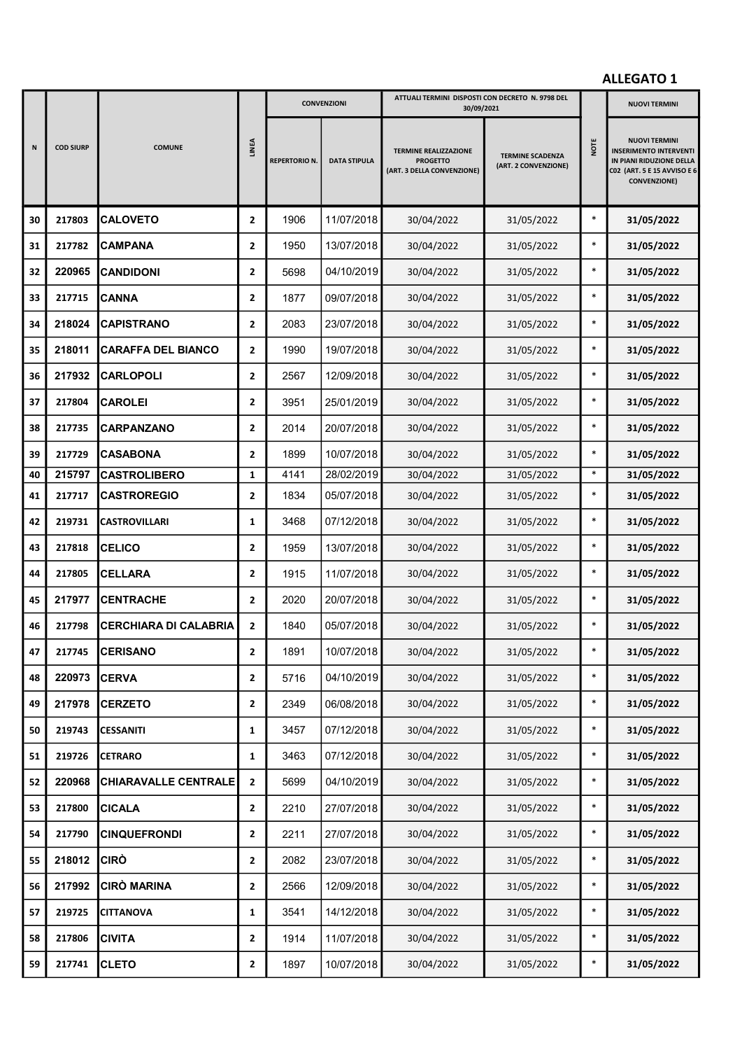**ALLEGATO 1**

| N | COD SIURP | COMUNE | LINEA | CONVENZIONI | | ATTUALI TERMINI DISPOSTI CON DECRETO N. 9798 DEL 30/09/2021 | | NOTE | NUOVI TERMINI |
|---|---|---|---|---|---|---|---|---|---|
| | | | | REPERTORIO N. | DATA STIPULA | TERMINE REALIZZAZIONE PROGETTO (ART. 3 DELLA CONVENZIONE) | TERMINE SCADENZA (ART. 2 CONVENZIONE) | | NUOVI TERMINI INSERIMENTO INTERVENTI IN PIANI RIDUZIONE DELLA C02 (ART. 5 E 15 AVVISO E 6 CONVENZIONE) |
| 30 | 217803 | CALOVETO | 2 | 1906 | 11/07/2018 | 30/04/2022 | 31/05/2022 | * | 31/05/2022 |
| 31 | 217782 | CAMPANA | 2 | 1950 | 13/07/2018 | 30/04/2022 | 31/05/2022 | * | 31/05/2022 |
| 32 | 220965 | CANDIDONI | 2 | 5698 | 04/10/2019 | 30/04/2022 | 31/05/2022 | * | 31/05/2022 |
| 33 | 217715 | CANNA | 2 | 1877 | 09/07/2018 | 30/04/2022 | 31/05/2022 | * | 31/05/2022 |
| 34 | 218024 | CAPISTRANO | 2 | 2083 | 23/07/2018 | 30/04/2022 | 31/05/2022 | * | 31/05/2022 |
| 35 | 218011 | CARAFFA DEL BIANCO | 2 | 1990 | 19/07/2018 | 30/04/2022 | 31/05/2022 | * | 31/05/2022 |
| 36 | 217932 | CARLOPOLI | 2 | 2567 | 12/09/2018 | 30/04/2022 | 31/05/2022 | * | 31/05/2022 |
| 37 | 217804 | CAROLEI | 2 | 3951 | 25/01/2019 | 30/04/2022 | 31/05/2022 | * | 31/05/2022 |
| 38 | 217735 | CARPANZANO | 2 | 2014 | 20/07/2018 | 30/04/2022 | 31/05/2022 | * | 31/05/2022 |
| 39 | 217729 | CASABONA | 2 | 1899 | 10/07/2018 | 30/04/2022 | 31/05/2022 | * | 31/05/2022 |
| 40 | 215797 | CASTROLIBERO | 1 | 4141 | 28/02/2019 | 30/04/2022 | 31/05/2022 | * | 31/05/2022 |
| 41 | 217717 | CASTROREGIO | 2 | 1834 | 05/07/2018 | 30/04/2022 | 31/05/2022 | * | 31/05/2022 |
| 42 | 219731 | CASTROVILLARI | 1 | 3468 | 07/12/2018 | 30/04/2022 | 31/05/2022 | * | 31/05/2022 |
| 43 | 217818 | CELICO | 2 | 1959 | 13/07/2018 | 30/04/2022 | 31/05/2022 | * | 31/05/2022 |
| 44 | 217805 | CELLARA | 2 | 1915 | 11/07/2018 | 30/04/2022 | 31/05/2022 | * | 31/05/2022 |
| 45 | 217977 | CENTRACHE | 2 | 2020 | 20/07/2018 | 30/04/2022 | 31/05/2022 | * | 31/05/2022 |
| 46 | 217798 | CERCHIARA DI CALABRIA | 2 | 1840 | 05/07/2018 | 30/04/2022 | 31/05/2022 | * | 31/05/2022 |
| 47 | 217745 | CERISANO | 2 | 1891 | 10/07/2018 | 30/04/2022 | 31/05/2022 | * | 31/05/2022 |
| 48 | 220973 | CERVA | 2 | 5716 | 04/10/2019 | 30/04/2022 | 31/05/2022 | * | 31/05/2022 |
| 49 | 217978 | CERZETO | 2 | 2349 | 06/08/2018 | 30/04/2022 | 31/05/2022 | * | 31/05/2022 |
| 50 | 219743 | CESSANITI | 1 | 3457 | 07/12/2018 | 30/04/2022 | 31/05/2022 | * | 31/05/2022 |
| 51 | 219726 | CETRARO | 1 | 3463 | 07/12/2018 | 30/04/2022 | 31/05/2022 | * | 31/05/2022 |
| 52 | 220968 | CHIARAVALLE CENTRALE | 2 | 5699 | 04/10/2019 | 30/04/2022 | 31/05/2022 | * | 31/05/2022 |
| 53 | 217800 | CICALA | 2 | 2210 | 27/07/2018 | 30/04/2022 | 31/05/2022 | * | 31/05/2022 |
| 54 | 217790 | CINQUEFRONDI | 2 | 2211 | 27/07/2018 | 30/04/2022 | 31/05/2022 | * | 31/05/2022 |
| 55 | 218012 | CIRÒ | 2 | 2082 | 23/07/2018 | 30/04/2022 | 31/05/2022 | * | 31/05/2022 |
| 56 | 217992 | CIRÒ MARINA | 2 | 2566 | 12/09/2018 | 30/04/2022 | 31/05/2022 | * | 31/05/2022 |
| 57 | 219725 | CITTANOVA | 1 | 3541 | 14/12/2018 | 30/04/2022 | 31/05/2022 | * | 31/05/2022 |
| 58 | 217806 | CIVITA | 2 | 1914 | 11/07/2018 | 30/04/2022 | 31/05/2022 | * | 31/05/2022 |
| 59 | 217741 | CLETO | 2 | 1897 | 10/07/2018 | 30/04/2022 | 31/05/2022 | * | 31/05/2022 |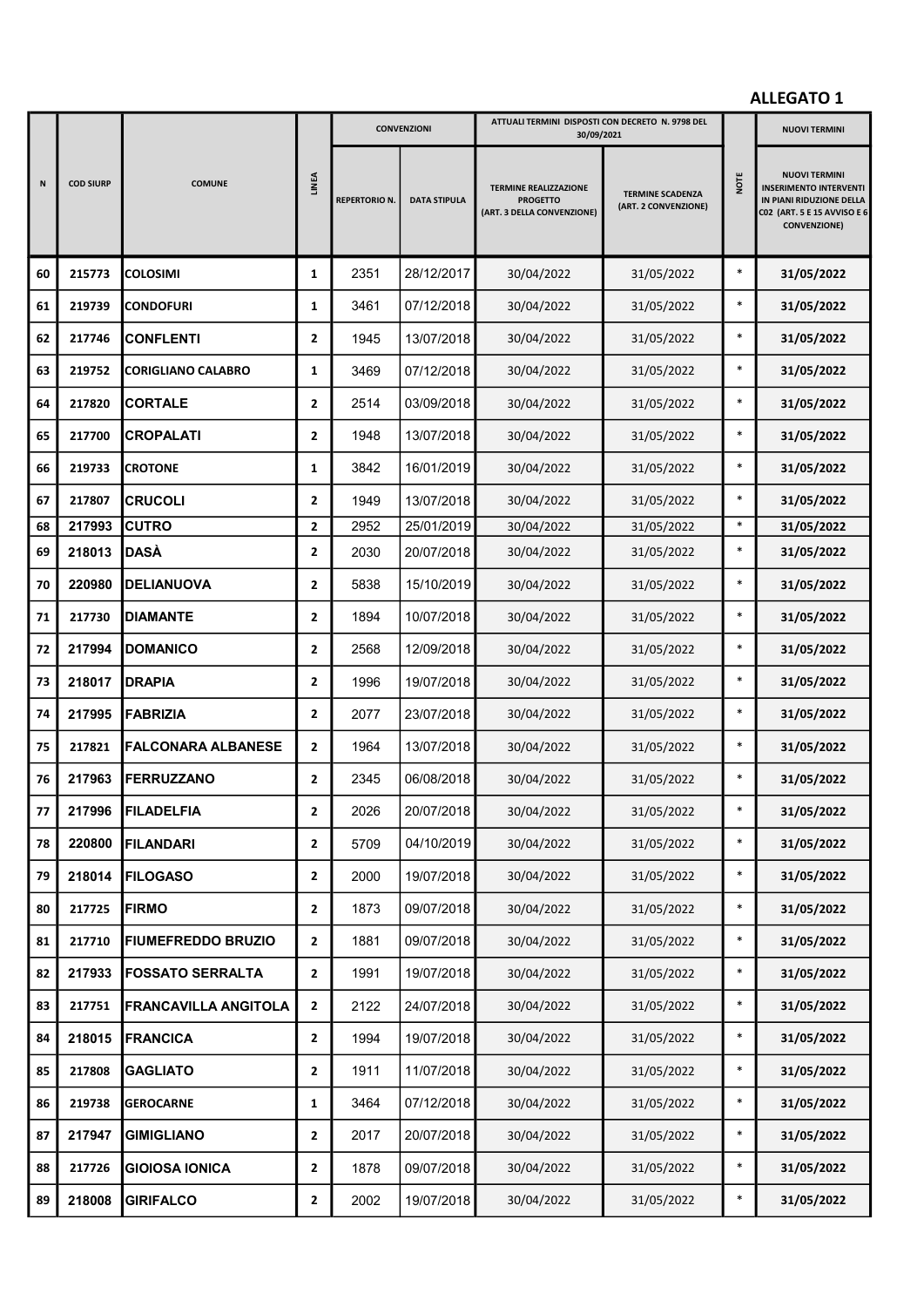**ALLEGATO 1**

| N | COD SIURP | COMUNE | LINEA | CONVENZIONI | | ATTUALI TERMINI DISPOSTI CON DECRETO N. 9798 DEL 30/09/2021 | | NOTE | NUOVI TERMINI |
|---|---|---|---|---|---|---|---|---|---|
| | | | | REPERTORIO N. | DATA STIPULA | TERMINE REALIZZAZIONE PROGETTO (ART. 3 DELLA CONVENZIONE) | TERMINE SCADENZA (ART. 2 CONVENZIONE) | | NUOVI TERMINI INSERIMENTO INTERVENTI IN PIANI RIDUZIONE DELLA C02 (ART. 5 E 15 AVVISO E 6 CONVENZIONE) |
| 60 | 215773 | COLOSIMI | 1 | 2351 | 28/12/2017 | 30/04/2022 | 31/05/2022 | * | 31/05/2022 |
| 61 | 219739 | CONDOFURI | 1 | 3461 | 07/12/2018 | 30/04/2022 | 31/05/2022 | * | 31/05/2022 |
| 62 | 217746 | CONFLENTI | 2 | 1945 | 13/07/2018 | 30/04/2022 | 31/05/2022 | * | 31/05/2022 |
| 63 | 219752 | CORIGLIANO CALABRO | 1 | 3469 | 07/12/2018 | 30/04/2022 | 31/05/2022 | * | 31/05/2022 |
| 64 | 217820 | CORTALE | 2 | 2514 | 03/09/2018 | 30/04/2022 | 31/05/2022 | * | 31/05/2022 |
| 65 | 217700 | CROPALATI | 2 | 1948 | 13/07/2018 | 30/04/2022 | 31/05/2022 | * | 31/05/2022 |
| 66 | 219733 | CROTONE | 1 | 3842 | 16/01/2019 | 30/04/2022 | 31/05/2022 | * | 31/05/2022 |
| 67 | 217807 | CRUCOLI | 2 | 1949 | 13/07/2018 | 30/04/2022 | 31/05/2022 | * | 31/05/2022 |
| 68 | 217993 | CUTRO | 2 | 2952 | 25/01/2019 | 30/04/2022 | 31/05/2022 | * | 31/05/2022 |
| 69 | 218013 | DASÀ | 2 | 2030 | 20/07/2018 | 30/04/2022 | 31/05/2022 | * | 31/05/2022 |
| 70 | 220980 | DELIANUOVA | 2 | 5838 | 15/10/2019 | 30/04/2022 | 31/05/2022 | * | 31/05/2022 |
| 71 | 217730 | DIAMANTE | 2 | 1894 | 10/07/2018 | 30/04/2022 | 31/05/2022 | * | 31/05/2022 |
| 72 | 217994 | DOMANICO | 2 | 2568 | 12/09/2018 | 30/04/2022 | 31/05/2022 | * | 31/05/2022 |
| 73 | 218017 | DRAPIA | 2 | 1996 | 19/07/2018 | 30/04/2022 | 31/05/2022 | * | 31/05/2022 |
| 74 | 217995 | FABRIZIA | 2 | 2077 | 23/07/2018 | 30/04/2022 | 31/05/2022 | * | 31/05/2022 |
| 75 | 217821 | FALCONARA ALBANESE | 2 | 1964 | 13/07/2018 | 30/04/2022 | 31/05/2022 | * | 31/05/2022 |
| 76 | 217963 | FERRUZZANO | 2 | 2345 | 06/08/2018 | 30/04/2022 | 31/05/2022 | * | 31/05/2022 |
| 77 | 217996 | FILADELFIA | 2 | 2026 | 20/07/2018 | 30/04/2022 | 31/05/2022 | * | 31/05/2022 |
| 78 | 220800 | FILANDARI | 2 | 5709 | 04/10/2019 | 30/04/2022 | 31/05/2022 | * | 31/05/2022 |
| 79 | 218014 | FILOGASO | 2 | 2000 | 19/07/2018 | 30/04/2022 | 31/05/2022 | * | 31/05/2022 |
| 80 | 217725 | FIRMO | 2 | 1873 | 09/07/2018 | 30/04/2022 | 31/05/2022 | * | 31/05/2022 |
| 81 | 217710 | FIUMEFREDDO BRUZIO | 2 | 1881 | 09/07/2018 | 30/04/2022 | 31/05/2022 | * | 31/05/2022 |
| 82 | 217933 | FOSSATO SERRALTA | 2 | 1991 | 19/07/2018 | 30/04/2022 | 31/05/2022 | * | 31/05/2022 |
| 83 | 217751 | FRANCAVILLA ANGITOLA | 2 | 2122 | 24/07/2018 | 30/04/2022 | 31/05/2022 | * | 31/05/2022 |
| 84 | 218015 | FRANCICA | 2 | 1994 | 19/07/2018 | 30/04/2022 | 31/05/2022 | * | 31/05/2022 |
| 85 | 217808 | GAGLIATO | 2 | 1911 | 11/07/2018 | 30/04/2022 | 31/05/2022 | * | 31/05/2022 |
| 86 | 219738 | GEROCARNE | 1 | 3464 | 07/12/2018 | 30/04/2022 | 31/05/2022 | * | 31/05/2022 |
| 87 | 217947 | GIMIGLIANO | 2 | 2017 | 20/07/2018 | 30/04/2022 | 31/05/2022 | * | 31/05/2022 |
| 88 | 217726 | GIOIOSA IONICA | 2 | 1878 | 09/07/2018 | 30/04/2022 | 31/05/2022 | * | 31/05/2022 |
| 89 | 218008 | GIRIFALCO | 2 | 2002 | 19/07/2018 | 30/04/2022 | 31/05/2022 | * | 31/05/2022 |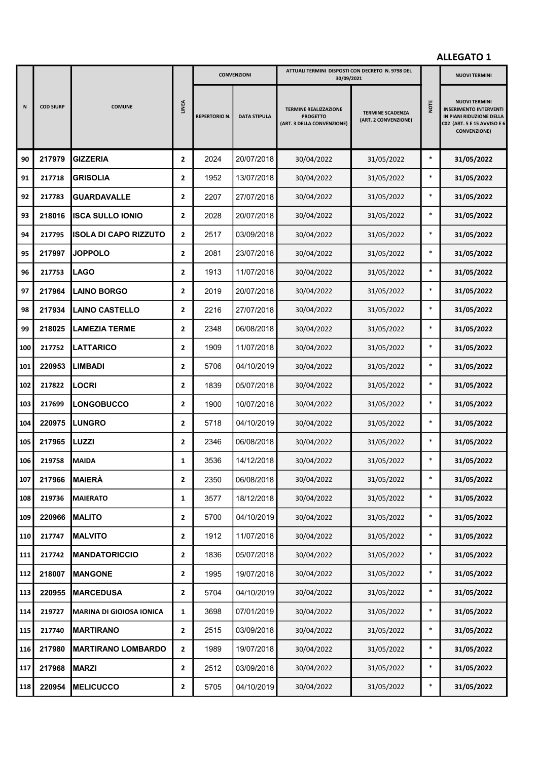**ALLEGATO 1**

| N | COD SIURP | COMUNE | LINEA | CONVENZIONI | | ATTUALI TERMINI DISPOSTI CON DECRETO N. 9798 DEL 30/09/2021 | | NOTE | NUOVI TERMINI |
|---|---|---|---|---|---|---|---|---|---|
| | | | | REPERTORIO N. | DATA STIPULA | TERMINE REALIZZAZIONE PROGETTO (ART. 3 DELLA CONVENZIONE) | TERMINE SCADENZA (ART. 2 CONVENZIONE) | | NUOVI TERMINI INSERIMENTO INTERVENTI IN PIANI RIDUZIONE DELLA C02 (ART. 5 E 15 AVVISO E 6 CONVENZIONE) |
| 90 | 217979 | GIZZERIA | 2 | 2024 | 20/07/2018 | 30/04/2022 | 31/05/2022 | * | **31/05/2022** |
| 91 | 217718 | GRISOLIA | 2 | 1952 | 13/07/2018 | 30/04/2022 | 31/05/2022 | * | **31/05/2022** |
| 92 | 217783 | GUARDAVALLE | 2 | 2207 | 27/07/2018 | 30/04/2022 | 31/05/2022 | * | **31/05/2022** |
| 93 | 218016 | ISCA SULLO IONIO | 2 | 2028 | 20/07/2018 | 30/04/2022 | 31/05/2022 | * | **31/05/2022** |
| 94 | 217795 | ISOLA DI CAPO RIZZUTO | 2 | 2517 | 03/09/2018 | 30/04/2022 | 31/05/2022 | * | **31/05/2022** |
| 95 | 217997 | JOPPOLO | 2 | 2081 | 23/07/2018 | 30/04/2022 | 31/05/2022 | * | **31/05/2022** |
| 96 | 217753 | LAGO | 2 | 1913 | 11/07/2018 | 30/04/2022 | 31/05/2022 | * | **31/05/2022** |
| 97 | 217964 | LAINO BORGO | 2 | 2019 | 20/07/2018 | 30/04/2022 | 31/05/2022 | * | **31/05/2022** |
| 98 | 217934 | LAINO CASTELLO | 2 | 2216 | 27/07/2018 | 30/04/2022 | 31/05/2022 | * | **31/05/2022** |
| 99 | 218025 | LAMEZIA TERME | 2 | 2348 | 06/08/2018 | 30/04/2022 | 31/05/2022 | * | **31/05/2022** |
| 100 | 217752 | LATTARICO | 2 | 1909 | 11/07/2018 | 30/04/2022 | 31/05/2022 | * | **31/05/2022** |
| 101 | 220953 | LIMBADI | 2 | 5706 | 04/10/2019 | 30/04/2022 | 31/05/2022 | * | **31/05/2022** |
| 102 | 217822 | LOCRI | 2 | 1839 | 05/07/2018 | 30/04/2022 | 31/05/2022 | * | **31/05/2022** |
| 103 | 217699 | LONGOBUCCO | 2 | 1900 | 10/07/2018 | 30/04/2022 | 31/05/2022 | * | **31/05/2022** |
| 104 | 220975 | LUNGRO | 2 | 5718 | 04/10/2019 | 30/04/2022 | 31/05/2022 | * | **31/05/2022** |
| 105 | 217965 | LUZZI | 2 | 2346 | 06/08/2018 | 30/04/2022 | 31/05/2022 | * | **31/05/2022** |
| 106 | 219758 | MAIDA | 1 | 3536 | 14/12/2018 | 30/04/2022 | 31/05/2022 | * | **31/05/2022** |
| 107 | 217966 | MAIERÀ | 2 | 2350 | 06/08/2018 | 30/04/2022 | 31/05/2022 | * | **31/05/2022** |
| 108 | 219736 | MAIERATO | 1 | 3577 | 18/12/2018 | 30/04/2022 | 31/05/2022 | * | **31/05/2022** |
| 109 | 220966 | MALITO | 2 | 5700 | 04/10/2019 | 30/04/2022 | 31/05/2022 | * | **31/05/2022** |
| 110 | 217747 | MALVITO | 2 | 1912 | 11/07/2018 | 30/04/2022 | 31/05/2022 | * | **31/05/2022** |
| 111 | 217742 | MANDATORICCIO | 2 | 1836 | 05/07/2018 | 30/04/2022 | 31/05/2022 | * | **31/05/2022** |
| 112 | 218007 | MANGONE | 2 | 1995 | 19/07/2018 | 30/04/2022 | 31/05/2022 | * | **31/05/2022** |
| 113 | 220955 | MARCEDUSA | 2 | 5704 | 04/10/2019 | 30/04/2022 | 31/05/2022 | * | **31/05/2022** |
| 114 | 219727 | MARINA DI GIOIOSA IONICA | 1 | 3698 | 07/01/2019 | 30/04/2022 | 31/05/2022 | * | **31/05/2022** |
| 115 | 217740 | MARTIRANO | 2 | 2515 | 03/09/2018 | 30/04/2022 | 31/05/2022 | * | **31/05/2022** |
| 116 | 217980 | MARTIRANO LOMBARDO | 2 | 1989 | 19/07/2018 | 30/04/2022 | 31/05/2022 | * | **31/05/2022** |
| 117 | 217968 | MARZI | 2 | 2512 | 03/09/2018 | 30/04/2022 | 31/05/2022 | * | **31/05/2022** |
| 118 | 220954 | MELICUCCO | 2 | 5705 | 04/10/2019 | 30/04/2022 | 31/05/2022 | * | **31/05/2022** |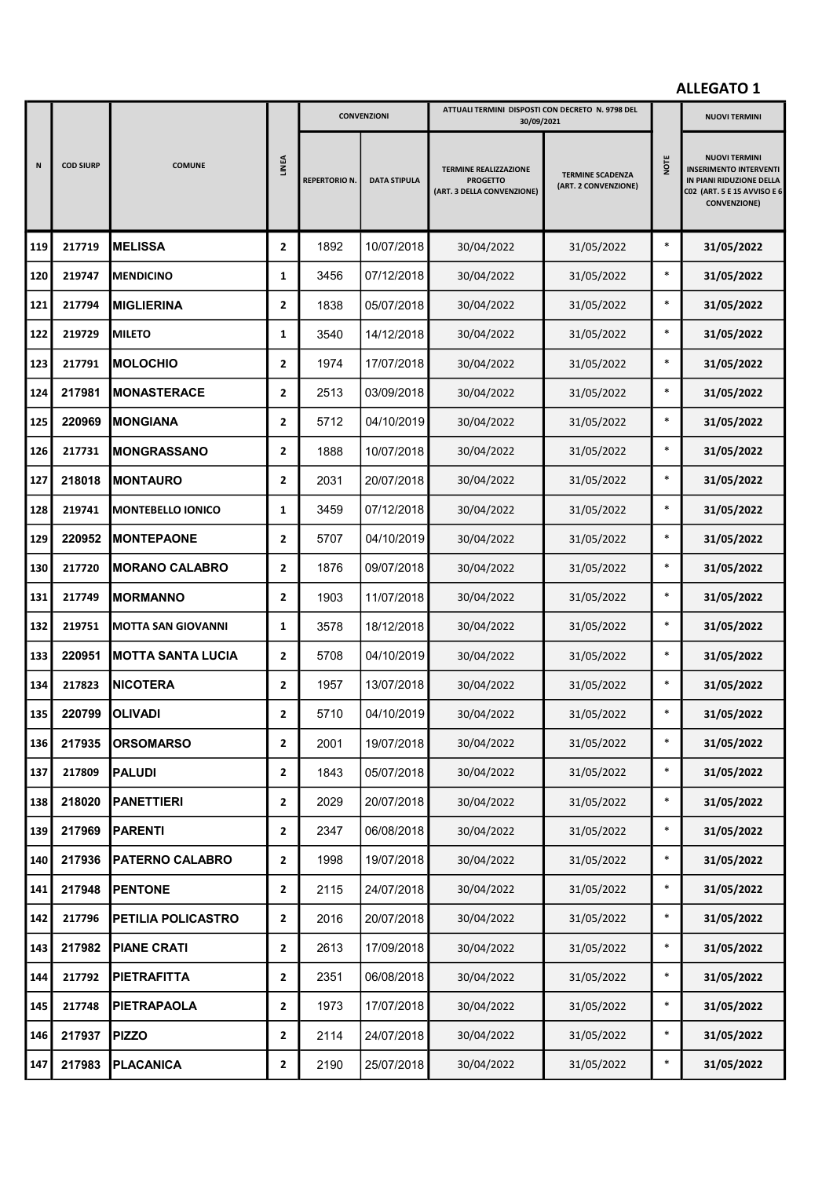**ALLEGATO 1**

| N | COD SIURP | COMUNE | LINEA | CONVENZIONI | | ATTUALI TERMINI DISPOSTI CON DECRETO N. 9798 DEL 30/09/2021 | | NOTE | NUOVI TERMINI |
|---|---|---|---|---|---|---|---|---|---|
| | | | | REPERTORIO N. | DATA STIPULA | TERMINE REALIZZAZIONE PROGETTO (ART. 3 DELLA CONVENZIONE) | TERMINE SCADENZA (ART. 2 CONVENZIONE) | | NUOVI TERMINI INSERIMENTO INTERVENTI IN PIANI RIDUZIONE DELLA C02 (ART. 5 E 15 AVVISO E 6 CONVENZIONE) |
| 119 | 217719 | MELISSA | 2 | 1892 | 10/07/2018 | 30/04/2022 | 31/05/2022 | * | **31/05/2022** |
| 120 | 219747 | MENDICINO | 1 | 3456 | 07/12/2018 | 30/04/2022 | 31/05/2022 | * | **31/05/2022** |
| 121 | 217794 | MIGLIERINA | 2 | 1838 | 05/07/2018 | 30/04/2022 | 31/05/2022 | * | **31/05/2022** |
| 122 | 219729 | MILETO | 1 | 3540 | 14/12/2018 | 30/04/2022 | 31/05/2022 | * | **31/05/2022** |
| 123 | 217791 | MOLOCHIO | 2 | 1974 | 17/07/2018 | 30/04/2022 | 31/05/2022 | * | **31/05/2022** |
| 124 | 217981 | MONASTERACE | 2 | 2513 | 03/09/2018 | 30/04/2022 | 31/05/2022 | * | **31/05/2022** |
| 125 | 220969 | MONGIANA | 2 | 5712 | 04/10/2019 | 30/04/2022 | 31/05/2022 | * | **31/05/2022** |
| 126 | 217731 | MONGRASSANO | 2 | 1888 | 10/07/2018 | 30/04/2022 | 31/05/2022 | * | **31/05/2022** |
| 127 | 218018 | MONTAURO | 2 | 2031 | 20/07/2018 | 30/04/2022 | 31/05/2022 | * | **31/05/2022** |
| 128 | 219741 | MONTEBELLO IONICO | 1 | 3459 | 07/12/2018 | 30/04/2022 | 31/05/2022 | * | **31/05/2022** |
| 129 | 220952 | MONTEPAONE | 2 | 5707 | 04/10/2019 | 30/04/2022 | 31/05/2022 | * | **31/05/2022** |
| 130 | 217720 | MORANO CALABRO | 2 | 1876 | 09/07/2018 | 30/04/2022 | 31/05/2022 | * | **31/05/2022** |
| 131 | 217749 | MORMANNO | 2 | 1903 | 11/07/2018 | 30/04/2022 | 31/05/2022 | * | **31/05/2022** |
| 132 | 219751 | MOTTA SAN GIOVANNI | 1 | 3578 | 18/12/2018 | 30/04/2022 | 31/05/2022 | * | **31/05/2022** |
| 133 | 220951 | MOTTA SANTA LUCIA | 2 | 5708 | 04/10/2019 | 30/04/2022 | 31/05/2022 | * | **31/05/2022** |
| 134 | 217823 | NICOTERA | 2 | 1957 | 13/07/2018 | 30/04/2022 | 31/05/2022 | * | **31/05/2022** |
| 135 | 220799 | OLIVADI | 2 | 5710 | 04/10/2019 | 30/04/2022 | 31/05/2022 | * | **31/05/2022** |
| 136 | 217935 | ORSOMARSO | 2 | 2001 | 19/07/2018 | 30/04/2022 | 31/05/2022 | * | **31/05/2022** |
| 137 | 217809 | PALUDI | 2 | 1843 | 05/07/2018 | 30/04/2022 | 31/05/2022 | * | **31/05/2022** |
| 138 | 218020 | PANETTIERI | 2 | 2029 | 20/07/2018 | 30/04/2022 | 31/05/2022 | * | **31/05/2022** |
| 139 | 217969 | PARENTI | 2 | 2347 | 06/08/2018 | 30/04/2022 | 31/05/2022 | * | **31/05/2022** |
| 140 | 217936 | PATERNO CALABRO | 2 | 1998 | 19/07/2018 | 30/04/2022 | 31/05/2022 | * | **31/05/2022** |
| 141 | 217948 | PENTONE | 2 | 2115 | 24/07/2018 | 30/04/2022 | 31/05/2022 | * | **31/05/2022** |
| 142 | 217796 | PETILIA POLICASTRO | 2 | 2016 | 20/07/2018 | 30/04/2022 | 31/05/2022 | * | **31/05/2022** |
| 143 | 217982 | PIANE CRATI | 2 | 2613 | 17/09/2018 | 30/04/2022 | 31/05/2022 | * | **31/05/2022** |
| 144 | 217792 | PIETRAFITTA | 2 | 2351 | 06/08/2018 | 30/04/2022 | 31/05/2022 | * | **31/05/2022** |
| 145 | 217748 | PIETRAPAOLA | 2 | 1973 | 17/07/2018 | 30/04/2022 | 31/05/2022 | * | **31/05/2022** |
| 146 | 217937 | PIZZO | 2 | 2114 | 24/07/2018 | 30/04/2022 | 31/05/2022 | * | **31/05/2022** |
| 147 | 217983 | PLACANICA | 2 | 2190 | 25/07/2018 | 30/04/2022 | 31/05/2022 | * | **31/05/2022** |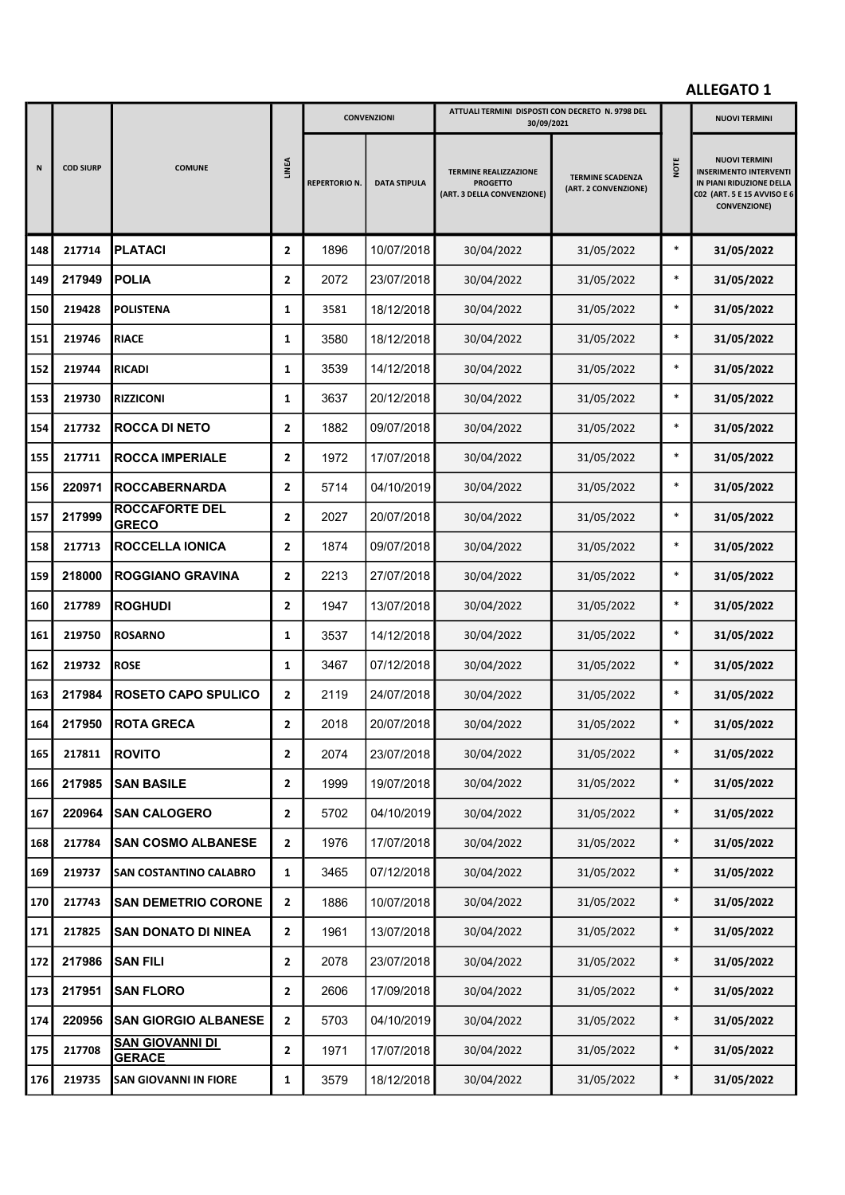**ALLEGATO 1**

| N | COD SIURP | COMUNE | LINEA | CONVENZIONI | | ATTUALI TERMINI DISPOSTI CON DECRETO N. 9798 DEL 30/09/2021 | | NOTE | NUOVI TERMINI |
|---|---|---|---|---|---|---|---|---|---|
| | | | | REPERTORIO N. | DATA STIPULA | TERMINE REALIZZAZIONE PROGETTO (ART. 3 DELLA CONVENZIONE) | TERMINE SCADENZA (ART. 2 CONVENZIONE) | | NUOVI TERMINI INSERIMENTO INTERVENTI IN PIANI RIDUZIONE DELLA C02 (ART. 5 E 15 AVVISO E 6 CONVENZIONE) |
| 148 | 217714 | PLATACI | 2 | 1896 | 10/07/2018 | 30/04/2022 | 31/05/2022 | * | 31/05/2022 |
| 149 | 217949 | POLIA | 2 | 2072 | 23/07/2018 | 30/04/2022 | 31/05/2022 | * | 31/05/2022 |
| 150 | 219428 | POLISTENA | 1 | 3581 | 18/12/2018 | 30/04/2022 | 31/05/2022 | * | 31/05/2022 |
| 151 | 219746 | RIACE | 1 | 3580 | 18/12/2018 | 30/04/2022 | 31/05/2022 | * | 31/05/2022 |
| 152 | 219744 | RICADI | 1 | 3539 | 14/12/2018 | 30/04/2022 | 31/05/2022 | * | 31/05/2022 |
| 153 | 219730 | RIZZICONI | 1 | 3637 | 20/12/2018 | 30/04/2022 | 31/05/2022 | * | 31/05/2022 |
| 154 | 217732 | ROCCA DI NETO | 2 | 1882 | 09/07/2018 | 30/04/2022 | 31/05/2022 | * | 31/05/2022 |
| 155 | 217711 | ROCCA IMPERIALE | 2 | 1972 | 17/07/2018 | 30/04/2022 | 31/05/2022 | * | 31/05/2022 |
| 156 | 220971 | ROCCABERNARDA | 2 | 5714 | 04/10/2019 | 30/04/2022 | 31/05/2022 | * | 31/05/2022 |
| 157 | 217999 | ROCCAFORTE DEL GRECO | 2 | 2027 | 20/07/2018 | 30/04/2022 | 31/05/2022 | * | 31/05/2022 |
| 158 | 217713 | ROCCELLA IONICA | 2 | 1874 | 09/07/2018 | 30/04/2022 | 31/05/2022 | * | 31/05/2022 |
| 159 | 218000 | ROGGIANO GRAVINA | 2 | 2213 | 27/07/2018 | 30/04/2022 | 31/05/2022 | * | 31/05/2022 |
| 160 | 217789 | ROGHUDI | 2 | 1947 | 13/07/2018 | 30/04/2022 | 31/05/2022 | * | 31/05/2022 |
| 161 | 219750 | ROSARNO | 1 | 3537 | 14/12/2018 | 30/04/2022 | 31/05/2022 | * | 31/05/2022 |
| 162 | 219732 | ROSE | 1 | 3467 | 07/12/2018 | 30/04/2022 | 31/05/2022 | * | 31/05/2022 |
| 163 | 217984 | ROSETO CAPO SPULICO | 2 | 2119 | 24/07/2018 | 30/04/2022 | 31/05/2022 | * | 31/05/2022 |
| 164 | 217950 | ROTA GRECA | 2 | 2018 | 20/07/2018 | 30/04/2022 | 31/05/2022 | * | 31/05/2022 |
| 165 | 217811 | ROVITO | 2 | 2074 | 23/07/2018 | 30/04/2022 | 31/05/2022 | * | 31/05/2022 |
| 166 | 217985 | SAN BASILE | 2 | 1999 | 19/07/2018 | 30/04/2022 | 31/05/2022 | * | 31/05/2022 |
| 167 | 220964 | SAN CALOGERO | 2 | 5702 | 04/10/2019 | 30/04/2022 | 31/05/2022 | * | 31/05/2022 |
| 168 | 217784 | SAN COSMO ALBANESE | 2 | 1976 | 17/07/2018 | 30/04/2022 | 31/05/2022 | * | 31/05/2022 |
| 169 | 219737 | SAN COSTANTINO CALABRO | 1 | 3465 | 07/12/2018 | 30/04/2022 | 31/05/2022 | * | 31/05/2022 |
| 170 | 217743 | SAN DEMETRIO CORONE | 2 | 1886 | 10/07/2018 | 30/04/2022 | 31/05/2022 | * | 31/05/2022 |
| 171 | 217825 | SAN DONATO DI NINEA | 2 | 1961 | 13/07/2018 | 30/04/2022 | 31/05/2022 | * | 31/05/2022 |
| 172 | 217986 | SAN FILI | 2 | 2078 | 23/07/2018 | 30/04/2022 | 31/05/2022 | * | 31/05/2022 |
| 173 | 217951 | SAN FLORO | 2 | 2606 | 17/09/2018 | 30/04/2022 | 31/05/2022 | * | 31/05/2022 |
| 174 | 220956 | SAN GIORGIO ALBANESE | 2 | 5703 | 04/10/2019 | 30/04/2022 | 31/05/2022 | * | 31/05/2022 |
| 175 | 217708 | SAN GIOVANNI DI GERACE | 2 | 1971 | 17/07/2018 | 30/04/2022 | 31/05/2022 | * | 31/05/2022 |
| 176 | 219735 | SAN GIOVANNI IN FIORE | 1 | 3579 | 18/12/2018 | 30/04/2022 | 31/05/2022 | * | 31/05/2022 |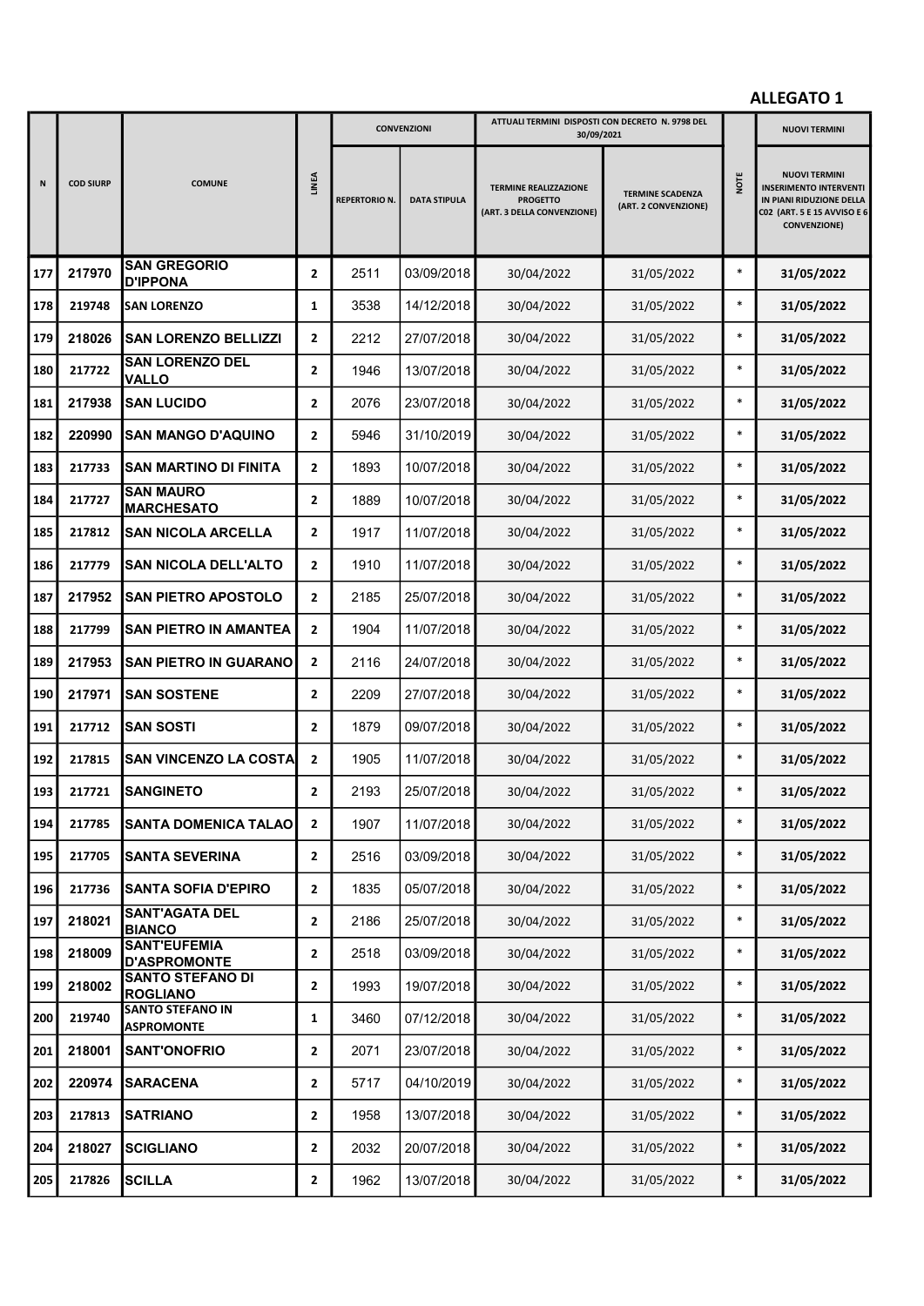**ALLEGATO 1**

| N | COD SIURP | COMUNE | LINEA | CONVENZIONI | | ATTUALI TERMINI DISPOSTI CON DECRETO N. 9798 DEL 30/09/2021 | | NOTE | NUOVI TERMINI |
|---|---|---|---|---|---|---|---|---|---|
| | | | | REPERTORIO N. | DATA STIPULA | TERMINE REALIZZAZIONE PROGETTO (ART. 3 DELLA CONVENZIONE) | TERMINE SCADENZA (ART. 2 CONVENZIONE) | | NUOVI TERMINI INSERIMENTO INTERVENTI IN PIANI RIDUZIONE DELLA C02 (ART. 5 E 15 AVVISO E 6 CONVENZIONE) |
| 177 | 217970 | SAN GREGORIO D'IPPONA | 2 | 2511 | 03/09/2018 | 30/04/2022 | 31/05/2022 | * | **31/05/2022** |
| 178 | 219748 | SAN LORENZO | 1 | 3538 | 14/12/2018 | 30/04/2022 | 31/05/2022 | * | **31/05/2022** |
| 179 | 218026 | SAN LORENZO BELLIZZI | 2 | 2212 | 27/07/2018 | 30/04/2022 | 31/05/2022 | * | **31/05/2022** |
| 180 | 217722 | SAN LORENZO DEL VALLO | 2 | 1946 | 13/07/2018 | 30/04/2022 | 31/05/2022 | * | **31/05/2022** |
| 181 | 217938 | SAN LUCIDO | 2 | 2076 | 23/07/2018 | 30/04/2022 | 31/05/2022 | * | **31/05/2022** |
| 182 | 220990 | SAN MANGO D'AQUINO | 2 | 5946 | 31/10/2019 | 30/04/2022 | 31/05/2022 | * | **31/05/2022** |
| 183 | 217733 | SAN MARTINO DI FINITA | 2 | 1893 | 10/07/2018 | 30/04/2022 | 31/05/2022 | * | **31/05/2022** |
| 184 | 217727 | SAN MAURO MARCHESATO | 2 | 1889 | 10/07/2018 | 30/04/2022 | 31/05/2022 | * | **31/05/2022** |
| 185 | 217812 | SAN NICOLA ARCELLA | 2 | 1917 | 11/07/2018 | 30/04/2022 | 31/05/2022 | * | **31/05/2022** |
| 186 | 217779 | SAN NICOLA DELL'ALTO | 2 | 1910 | 11/07/2018 | 30/04/2022 | 31/05/2022 | * | **31/05/2022** |
| 187 | 217952 | SAN PIETRO APOSTOLO | 2 | 2185 | 25/07/2018 | 30/04/2022 | 31/05/2022 | * | **31/05/2022** |
| 188 | 217799 | SAN PIETRO IN AMANTEA | 2 | 1904 | 11/07/2018 | 30/04/2022 | 31/05/2022 | * | **31/05/2022** |
| 189 | 217953 | SAN PIETRO IN GUARANO | 2 | 2116 | 24/07/2018 | 30/04/2022 | 31/05/2022 | * | **31/05/2022** |
| 190 | 217971 | SAN SOSTENE | 2 | 2209 | 27/07/2018 | 30/04/2022 | 31/05/2022 | * | **31/05/2022** |
| 191 | 217712 | SAN SOSTI | 2 | 1879 | 09/07/2018 | 30/04/2022 | 31/05/2022 | * | **31/05/2022** |
| 192 | 217815 | SAN VINCENZO LA COSTA | 2 | 1905 | 11/07/2018 | 30/04/2022 | 31/05/2022 | * | **31/05/2022** |
| 193 | 217721 | SANGINETO | 2 | 2193 | 25/07/2018 | 30/04/2022 | 31/05/2022 | * | **31/05/2022** |
| 194 | 217785 | SANTA DOMENICA TALAO | 2 | 1907 | 11/07/2018 | 30/04/2022 | 31/05/2022 | * | **31/05/2022** |
| 195 | 217705 | SANTA SEVERINA | 2 | 2516 | 03/09/2018 | 30/04/2022 | 31/05/2022 | * | **31/05/2022** |
| 196 | 217736 | SANTA SOFIA D'EPIRO | 2 | 1835 | 05/07/2018 | 30/04/2022 | 31/05/2022 | * | **31/05/2022** |
| 197 | 218021 | SANT'AGATA DEL BIANCO | 2 | 2186 | 25/07/2018 | 30/04/2022 | 31/05/2022 | * | **31/05/2022** |
| 198 | 218009 | SANT'EUFEMIA D'ASPROMONTE | 2 | 2518 | 03/09/2018 | 30/04/2022 | 31/05/2022 | * | **31/05/2022** |
| 199 | 218002 | SANTO STEFANO DI ROGLIANO | 2 | 1993 | 19/07/2018 | 30/04/2022 | 31/05/2022 | * | **31/05/2022** |
| 200 | 219740 | SANTO STEFANO IN ASPROMONTE | 1 | 3460 | 07/12/2018 | 30/04/2022 | 31/05/2022 | * | **31/05/2022** |
| 201 | 218001 | SANT'ONOFRIO | 2 | 2071 | 23/07/2018 | 30/04/2022 | 31/05/2022 | * | **31/05/2022** |
| 202 | 220974 | SARACENA | 2 | 5717 | 04/10/2019 | 30/04/2022 | 31/05/2022 | * | **31/05/2022** |
| 203 | 217813 | SATRIANO | 2 | 1958 | 13/07/2018 | 30/04/2022 | 31/05/2022 | * | **31/05/2022** |
| 204 | 218027 | SCIGLIANO | 2 | 2032 | 20/07/2018 | 30/04/2022 | 31/05/2022 | * | **31/05/2022** |
| 205 | 217826 | SCILLA | 2 | 1962 | 13/07/2018 | 30/04/2022 | 31/05/2022 | * | **31/05/2022** |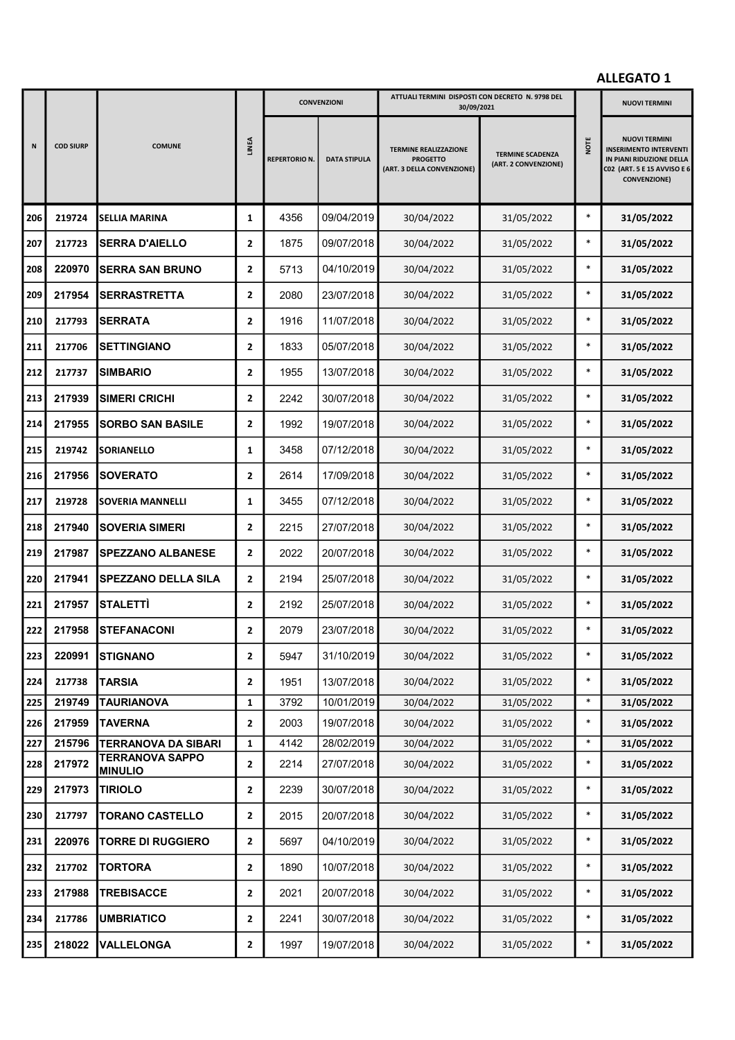**ALLEGATO 1**

| N | COD SIURP | COMUNE | LINEA | CONVENZIONI | | ATTUALI TERMINI DISPOSTI CON DECRETO N. 9798 DEL 30/09/2021 | | NOTE | NUOVI TERMINI |
|---|---|---|---|---|---|---|---|---|---|
| | | | | REPERTORIO N. | DATA STIPULA | TERMINE REALIZZAZIONE PROGETTO (ART. 3 DELLA CONVENZIONE) | TERMINE SCADENZA (ART. 2 CONVENZIONE) | | NUOVI TERMINI INSERIMENTO INTERVENTI IN PIANI RIDUZIONE DELLA C02 (ART. 5 E 15 AVVISO E 6 CONVENZIONE) |
| 206 | 219724 | SELLIA MARINA | 1 | 4356 | 09/04/2019 | 30/04/2022 | 31/05/2022 | * | 31/05/2022 |
| 207 | 217723 | SERRA D'AIELLO | 2 | 1875 | 09/07/2018 | 30/04/2022 | 31/05/2022 | * | 31/05/2022 |
| 208 | 220970 | SERRA SAN BRUNO | 2 | 5713 | 04/10/2019 | 30/04/2022 | 31/05/2022 | * | 31/05/2022 |
| 209 | 217954 | SERRASTRETTA | 2 | 2080 | 23/07/2018 | 30/04/2022 | 31/05/2022 | * | 31/05/2022 |
| 210 | 217793 | SERRATA | 2 | 1916 | 11/07/2018 | 30/04/2022 | 31/05/2022 | * | 31/05/2022 |
| 211 | 217706 | SETTINGIANO | 2 | 1833 | 05/07/2018 | 30/04/2022 | 31/05/2022 | * | 31/05/2022 |
| 212 | 217737 | SIMBARIO | 2 | 1955 | 13/07/2018 | 30/04/2022 | 31/05/2022 | * | 31/05/2022 |
| 213 | 217939 | SIMERI CRICHI | 2 | 2242 | 30/07/2018 | 30/04/2022 | 31/05/2022 | * | 31/05/2022 |
| 214 | 217955 | SORBO SAN BASILE | 2 | 1992 | 19/07/2018 | 30/04/2022 | 31/05/2022 | * | 31/05/2022 |
| 215 | 219742 | SORIANELLO | 1 | 3458 | 07/12/2018 | 30/04/2022 | 31/05/2022 | * | 31/05/2022 |
| 216 | 217956 | SOVERATO | 2 | 2614 | 17/09/2018 | 30/04/2022 | 31/05/2022 | * | 31/05/2022 |
| 217 | 219728 | SOVERIA MANNELLI | 1 | 3455 | 07/12/2018 | 30/04/2022 | 31/05/2022 | * | 31/05/2022 |
| 218 | 217940 | SOVERIA SIMERI | 2 | 2215 | 27/07/2018 | 30/04/2022 | 31/05/2022 | * | 31/05/2022 |
| 219 | 217987 | SPEZZANO ALBANESE | 2 | 2022 | 20/07/2018 | 30/04/2022 | 31/05/2022 | * | 31/05/2022 |
| 220 | 217941 | SPEZZANO DELLA SILA | 2 | 2194 | 25/07/2018 | 30/04/2022 | 31/05/2022 | * | 31/05/2022 |
| 221 | 217957 | STALETTÌ | 2 | 2192 | 25/07/2018 | 30/04/2022 | 31/05/2022 | * | 31/05/2022 |
| 222 | 217958 | STEFANACONI | 2 | 2079 | 23/07/2018 | 30/04/2022 | 31/05/2022 | * | 31/05/2022 |
| 223 | 220991 | STIGNANO | 2 | 5947 | 31/10/2019 | 30/04/2022 | 31/05/2022 | * | 31/05/2022 |
| 224 | 217738 | TARSIA | 2 | 1951 | 13/07/2018 | 30/04/2022 | 31/05/2022 | * | 31/05/2022 |
| 225 | 219749 | TAURIANOVA | 1 | 3792 | 10/01/2019 | 30/04/2022 | 31/05/2022 | * | 31/05/2022 |
| 226 | 217959 | TAVERNA | 2 | 2003 | 19/07/2018 | 30/04/2022 | 31/05/2022 | * | 31/05/2022 |
| 227 | 215796 | TERRANOVA DA SIBARI | 1 | 4142 | 28/02/2019 | 30/04/2022 | 31/05/2022 | * | 31/05/2022 |
| 228 | 217972 | TERRANOVA SAPPO MINULIO | 2 | 2214 | 27/07/2018 | 30/04/2022 | 31/05/2022 | * | 31/05/2022 |
| 229 | 217973 | TIRIOLO | 2 | 2239 | 30/07/2018 | 30/04/2022 | 31/05/2022 | * | 31/05/2022 |
| 230 | 217797 | TORANO CASTELLO | 2 | 2015 | 20/07/2018 | 30/04/2022 | 31/05/2022 | * | 31/05/2022 |
| 231 | 220976 | TORRE DI RUGGIERO | 2 | 5697 | 04/10/2019 | 30/04/2022 | 31/05/2022 | * | 31/05/2022 |
| 232 | 217702 | TORTORA | 2 | 1890 | 10/07/2018 | 30/04/2022 | 31/05/2022 | * | 31/05/2022 |
| 233 | 217988 | TREBISACCE | 2 | 2021 | 20/07/2018 | 30/04/2022 | 31/05/2022 | * | 31/05/2022 |
| 234 | 217786 | UMBRIATICO | 2 | 2241 | 30/07/2018 | 30/04/2022 | 31/05/2022 | * | 31/05/2022 |
| 235 | 218022 | VALLELONGA | 2 | 1997 | 19/07/2018 | 30/04/2022 | 31/05/2022 | * | 31/05/2022 |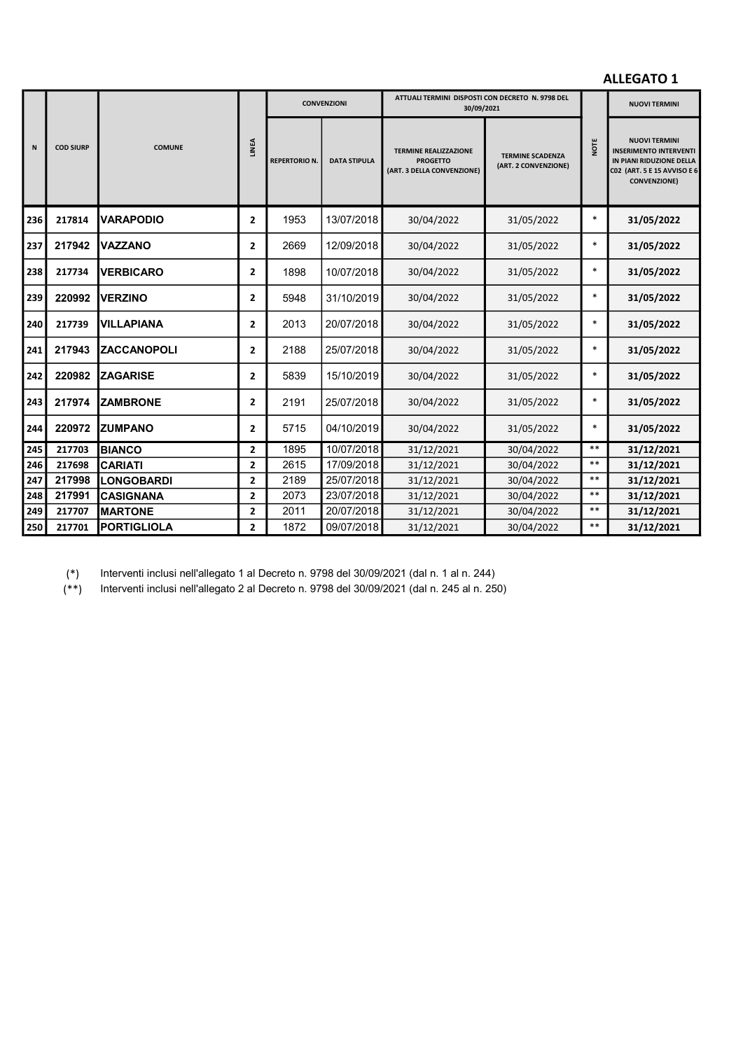**ALLEGATO 1**

| N | COD SIURP | COMUNE | LINEA | CONVENZIONI | | ATTUALI TERMINI DISPOSTI CON DECRETO N. 9798 DEL 30/09/2021 | | NOTE | NUOVI TERMINI |
|---|---|---|---|---|---|---|---|---|---|
| | | | | REPERTORIO N. | DATA STIPULA | TERMINE REALIZZAZIONE PROGETTO (ART. 3 DELLA CONVENZIONE) | TERMINE SCADENZA (ART. 2 CONVENZIONE) | | NUOVI TERMINI INSERIMENTO INTERVENTI IN PIANI RIDUZIONE DELLA C02 (ART. 5 E 15 AVVISO E 6 CONVENZIONE) |
| 236 | 217814 | VARAPODIO | 2 | 1953 | 13/07/2018 | 30/04/2022 | 31/05/2022 | * | 31/05/2022 |
| 237 | 217942 | VAZZANO | 2 | 2669 | 12/09/2018 | 30/04/2022 | 31/05/2022 | * | 31/05/2022 |
| 238 | 217734 | VERBICARO | 2 | 1898 | 10/07/2018 | 30/04/2022 | 31/05/2022 | * | 31/05/2022 |
| 239 | 220992 | VERZINO | 2 | 5948 | 31/10/2019 | 30/04/2022 | 31/05/2022 | * | 31/05/2022 |
| 240 | 217739 | VILLAPIANA | 2 | 2013 | 20/07/2018 | 30/04/2022 | 31/05/2022 | * | 31/05/2022 |
| 241 | 217943 | ZACCANOPOLI | 2 | 2188 | 25/07/2018 | 30/04/2022 | 31/05/2022 | * | 31/05/2022 |
| 242 | 220982 | ZAGARISE | 2 | 5839 | 15/10/2019 | 30/04/2022 | 31/05/2022 | * | 31/05/2022 |
| 243 | 217974 | ZAMBRONE | 2 | 2191 | 25/07/2018 | 30/04/2022 | 31/05/2022 | * | 31/05/2022 |
| 244 | 220972 | ZUMPANO | 2 | 5715 | 04/10/2019 | 30/04/2022 | 31/05/2022 | * | 31/05/2022 |
| 245 | 217703 | BIANCO | 2 | 1895 | 10/07/2018 | 31/12/2021 | 30/04/2022 | ** | 31/12/2021 |
| 246 | 217698 | CARIATI | 2 | 2615 | 17/09/2018 | 31/12/2021 | 30/04/2022 | ** | 31/12/2021 |
| 247 | 217998 | LONGOBARDI | 2 | 2189 | 25/07/2018 | 31/12/2021 | 30/04/2022 | ** | 31/12/2021 |
| 248 | 217991 | CASIGNANA | 2 | 2073 | 23/07/2018 | 31/12/2021 | 30/04/2022 | ** | 31/12/2021 |
| 249 | 217707 | MARTONE | 2 | 2011 | 20/07/2018 | 31/12/2021 | 30/04/2022 | ** | 31/12/2021 |
| 250 | 217701 | PORTIGLIOLA | 2 | 1872 | 09/07/2018 | 31/12/2021 | 30/04/2022 | ** | 31/12/2021 |

(*) Interventi inclusi nell'allegato 1 al Decreto n. 9798 del 30/09/2021 (dal n. 1 al n. 244)

(**) Interventi inclusi nell'allegato 2 al Decreto n. 9798 del 30/09/2021 (dal n. 245 al n. 250)